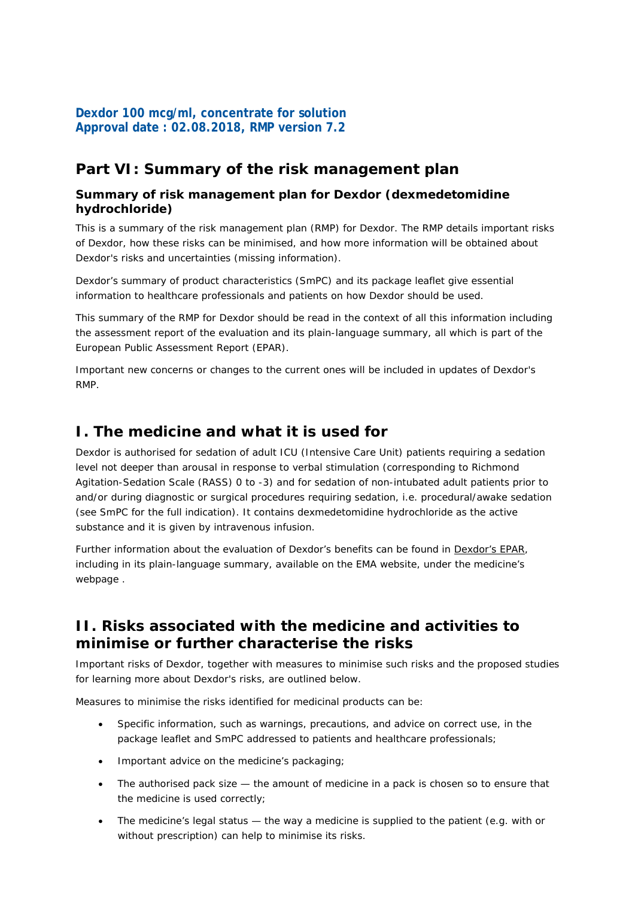**Dexdor 100 mcg/ml, concentrate for solution**
**Approval date : 02.08.2018, RMP version 7.2**

# Part VI: Summary of the risk management plan

### Summary of risk management plan for Dexdor (dexmedetomidine hydrochloride)

This is a summary of the risk management plan (RMP) for Dexdor. The RMP details important risks of Dexdor, how these risks can be minimised, and how more information will be obtained about Dexdor's risks and uncertainties (missing information).

Dexdor's summary of product characteristics (SmPC) and its package leaflet give essential information to healthcare professionals and patients on how Dexdor should be used.

This summary of the RMP for Dexdor should be read in the context of all this information including the assessment report of the evaluation and its plain-language summary, all which is part of the European Public Assessment Report (EPAR).

Important new concerns or changes to the current ones will be included in updates of Dexdor's RMP.

## I. The medicine and what it is used for

Dexdor is authorised for sedation of adult ICU (Intensive Care Unit) patients requiring a sedation level not deeper than arousal in response to verbal stimulation (corresponding to Richmond Agitation-Sedation Scale (RASS) 0 to -3) and for sedation of non-intubated adult patients prior to and/or during diagnostic or surgical procedures requiring sedation, i.e. procedural/awake sedation (see SmPC for the full indication). It contains dexmedetomidine hydrochloride as the active substance and it is given by intravenous infusion.

Further information about the evaluation of Dexdor's benefits can be found in Dexdor's EPAR, including in its plain-language summary, available on the EMA website, under the medicine's webpage .

## II. Risks associated with the medicine and activities to minimise or further characterise the risks

Important risks of Dexdor, together with measures to minimise such risks and the proposed studies for learning more about Dexdor's risks, are outlined below.

Measures to minimise the risks identified for medicinal products can be:

- Specific information, such as warnings, precautions, and advice on correct use, in the package leaflet and SmPC addressed to patients and healthcare professionals;
- Important advice on the medicine's packaging;
- The authorised pack size — the amount of medicine in a pack is chosen so to ensure that the medicine is used correctly;
- The medicine's legal status — the way a medicine is supplied to the patient (e.g. with or without prescription) can help to minimise its risks.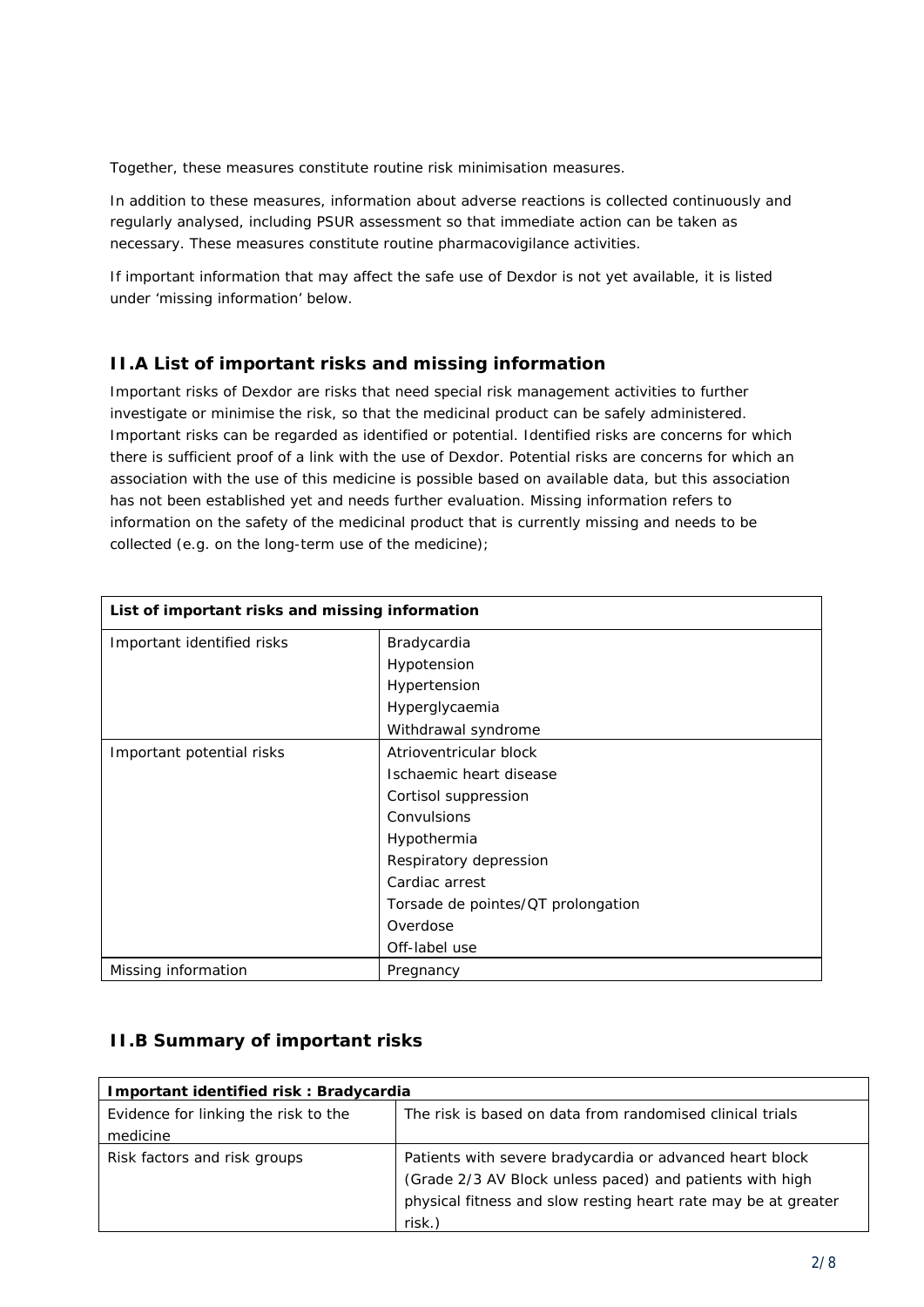Together, these measures constitute routine risk minimisation measures.

In addition to these measures, information about adverse reactions is collected continuously and regularly analysed, including PSUR assessment so that immediate action can be taken as necessary. These measures constitute routine pharmacovigilance activities.

If important information that may affect the safe use of Dexdor is not yet available, it is listed under 'missing information' below.

## II.A List of important risks and missing information

Important risks of Dexdor are risks that need special risk management activities to further investigate or minimise the risk, so that the medicinal product can be safely administered. Important risks can be regarded as identified or potential. Identified risks are concerns for which there is sufficient proof of a link with the use of Dexdor. Potential risks are concerns for which an association with the use of this medicine is possible based on available data, but this association has not been established yet and needs further evaluation. Missing information refers to information on the safety of the medicinal product that is currently missing and needs to be collected (e.g. on the long-term use of the medicine);

| **List of important risks and missing information** | |
|---|---|
| Important identified risks | Bradycardia<br>Hypotension<br>Hypertension<br>Hyperglycaemia<br>Withdrawal syndrome |
| Important potential risks | Atrioventricular block<br>Ischaemic heart disease<br>Cortisol suppression<br>Convulsions<br>Hypothermia<br>Respiratory depression<br>Cardiac arrest<br>Torsade de pointes/QT prolongation<br>Overdose<br>Off-label use |
| Missing information | Pregnancy |

## II.B Summary of important risks

| **Important identified risk : Bradycardia** | |
|---|---|
| Evidence for linking the risk to the medicine | The risk is based on data from randomised clinical trials |
| Risk factors and risk groups | Patients with severe bradycardia or advanced heart block (Grade 2/3 AV Block unless paced) and patients with high physical fitness and slow resting heart rate may be at greater risk.) |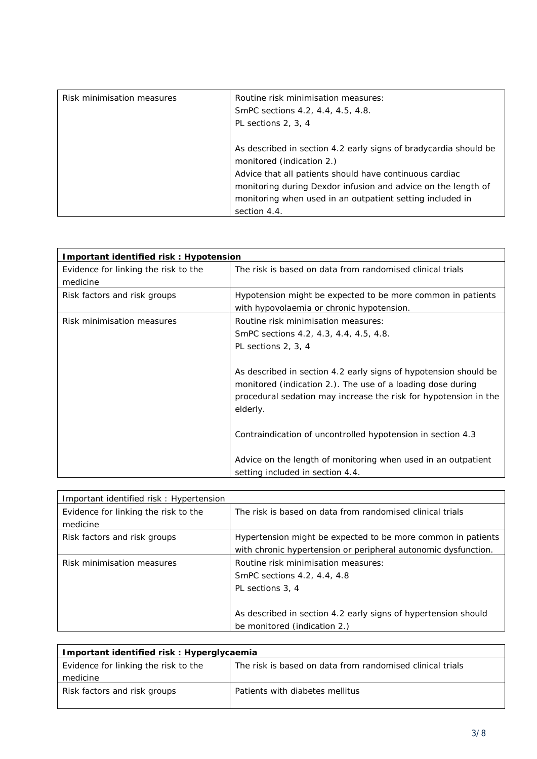| Risk minimisation measures | Routine risk minimisation measures:<br>SmPC sections 4.2, 4.4, 4.5, 4.8.<br>PL sections 2, 3, 4<br><br>As described in section 4.2 early signs of bradycardia should be monitored (indication 2.)<br>Advice that all patients should have continuous cardiac monitoring during Dexdor infusion and advice on the length of monitoring when used in an outpatient setting included in section 4.4. |
|---|---|

| **Important identified risk : Hypotension** | |
|---|---|
| Evidence for linking the risk to the medicine | The risk is based on data from randomised clinical trials |
| Risk factors and risk groups | Hypotension might be expected to be more common in patients with hypovolaemia or chronic hypotension. |
| Risk minimisation measures | Routine risk minimisation measures:<br>SmPC sections 4.2, 4.3, 4.4, 4.5, 4.8.<br>PL sections 2, 3, 4<br><br>As described in section 4.2 early signs of hypotension should be monitored (indication 2.). The use of a loading dose during procedural sedation may increase the risk for hypotension in the elderly.<br><br>Contraindication of uncontrolled hypotension in section 4.3<br><br>Advice on the length of monitoring when used in an outpatient setting included in section 4.4. |

| Important identified risk : Hypertension | |
|---|---|
| Evidence for linking the risk to the medicine | The risk is based on data from randomised clinical trials |
| Risk factors and risk groups | Hypertension might be expected to be more common in patients with chronic hypertension or peripheral autonomic dysfunction. |
| Risk minimisation measures | Routine risk minimisation measures:<br>SmPC sections 4.2, 4.4, 4.8<br>PL sections 3, 4<br><br>As described in section 4.2 early signs of hypertension should be monitored (indication 2.) |

| **Important identified risk : Hyperglycaemia** | |
|---|---|
| Evidence for linking the risk to the medicine | The risk is based on data from randomised clinical trials |
| Risk factors and risk groups | Patients with diabetes mellitus |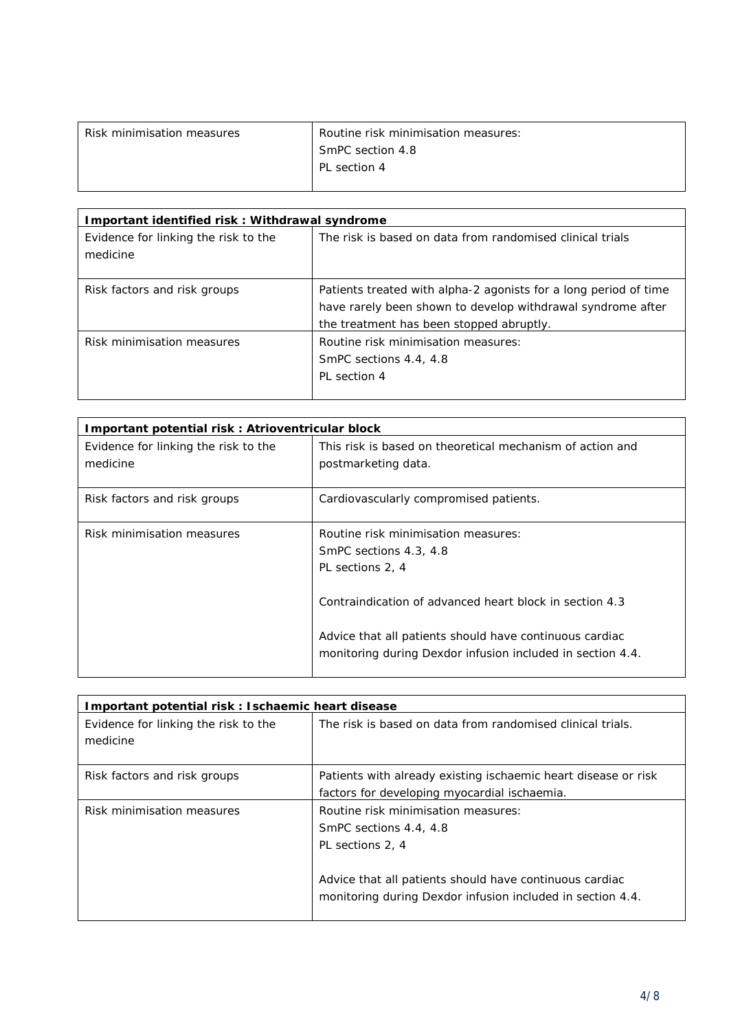| | |
|---|---|
| Risk minimisation measures | Routine risk minimisation measures:<br>SmPC section 4.8<br>PL section 4 |

| **Important identified risk : Withdrawal syndrome** | |
|---|---|
| Evidence for linking the risk to the medicine | The risk is based on data from randomised clinical trials |
| Risk factors and risk groups | Patients treated with alpha-2 agonists for a long period of time have rarely been shown to develop withdrawal syndrome after the treatment has been stopped abruptly. |
| Risk minimisation measures | Routine risk minimisation measures:<br>SmPC sections 4.4, 4.8<br>PL section 4 |

| **Important potential risk : Atrioventricular block** | |
|---|---|
| Evidence for linking the risk to the medicine | This risk is based on theoretical mechanism of action and postmarketing data. |
| Risk factors and risk groups | Cardiovascularly compromised patients. |
| Risk minimisation measures | Routine risk minimisation measures:<br>SmPC sections 4.3, 4.8<br>PL sections 2, 4<br><br>Contraindication of advanced heart block in section 4.3<br><br>Advice that all patients should have continuous cardiac monitoring during Dexdor infusion included in section 4.4. |

| **Important potential risk : Ischaemic heart disease** | |
|---|---|
| Evidence for linking the risk to the medicine | The risk is based on data from randomised clinical trials. |
| Risk factors and risk groups | Patients with already existing ischaemic heart disease or risk factors for developing myocardial ischaemia. |
| Risk minimisation measures | Routine risk minimisation measures:<br>SmPC sections 4.4, 4.8<br>PL sections 2, 4<br><br>Advice that all patients should have continuous cardiac monitoring during Dexdor infusion included in section 4.4. |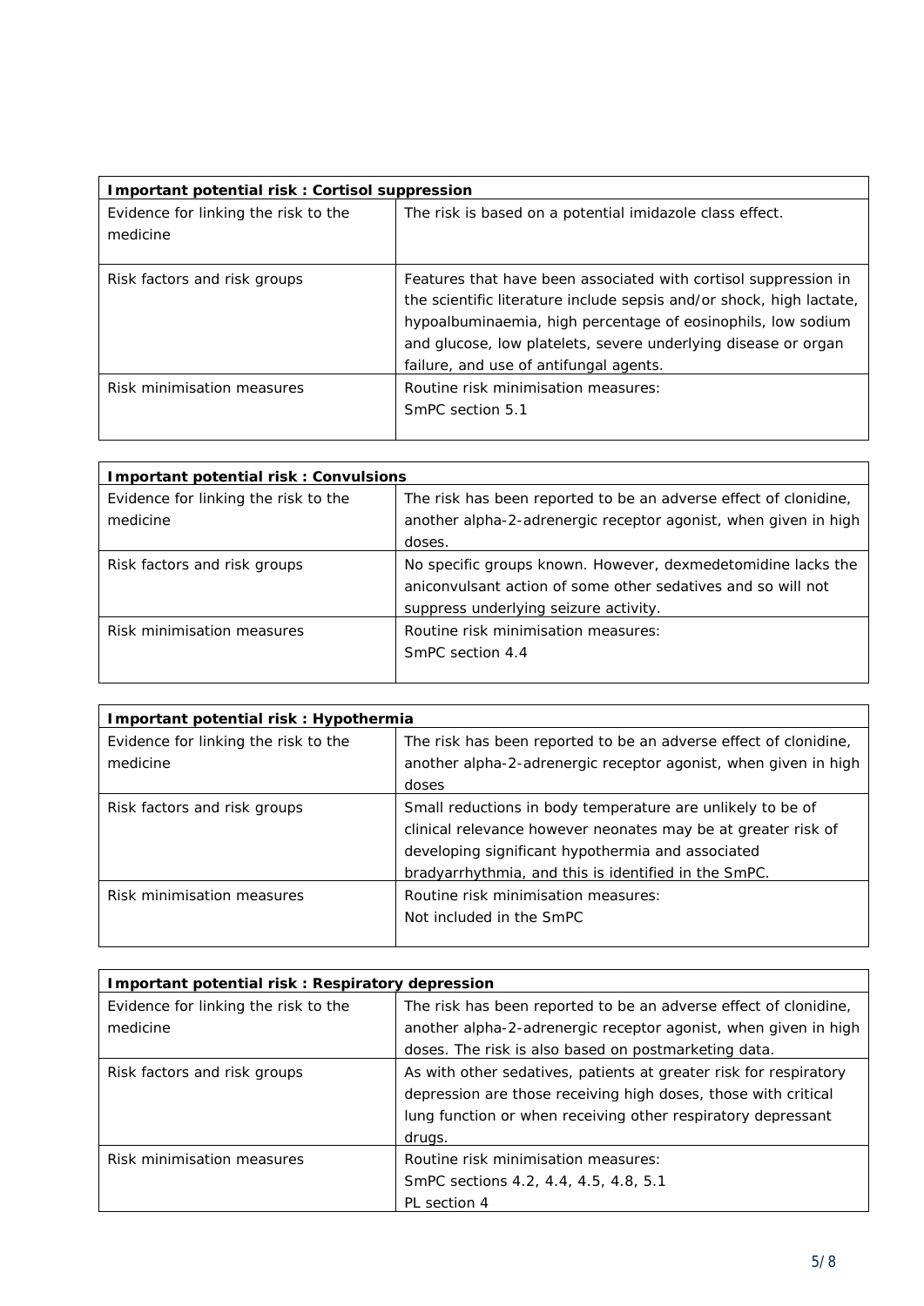| Important potential risk : Cortisol suppression | |
|---|---|
| Evidence for linking the risk to the medicine | The risk is based on a potential imidazole class effect. |
| Risk factors and risk groups | Features that have been associated with cortisol suppression in the scientific literature include sepsis and/or shock, high lactate, hypoalbuminaemia, high percentage of eosinophils, low sodium and glucose, low platelets, severe underlying disease or organ failure, and use of antifungal agents. |
| Risk minimisation measures | Routine risk minimisation measures:<br>SmPC section 5.1 |

| Important potential risk : Convulsions | |
|---|---|
| Evidence for linking the risk to the medicine | The risk has been reported to be an adverse effect of clonidine, another alpha-2-adrenergic receptor agonist, when given in high doses. |
| Risk factors and risk groups | No specific groups known. However, dexmedetomidine lacks the aniconvulsant action of some other sedatives and so will not suppress underlying seizure activity. |
| Risk minimisation measures | Routine risk minimisation measures:<br>SmPC section 4.4 |

| Important potential risk : Hypothermia | |
|---|---|
| Evidence for linking the risk to the medicine | The risk has been reported to be an adverse effect of clonidine, another alpha-2-adrenergic receptor agonist, when given in high doses |
| Risk factors and risk groups | Small reductions in body temperature are unlikely to be of clinical relevance however neonates may be at greater risk of developing significant hypothermia and associated bradyarrhythmia, and this is identified in the SmPC. |
| Risk minimisation measures | Routine risk minimisation measures:<br>Not included in the SmPC |

| Important potential risk : Respiratory depression | |
|---|---|
| Evidence for linking the risk to the medicine | The risk has been reported to be an adverse effect of clonidine, another alpha-2-adrenergic receptor agonist, when given in high doses. The risk is also based on postmarketing data. |
| Risk factors and risk groups | As with other sedatives, patients at greater risk for respiratory depression are those receiving high doses, those with critical lung function or when receiving other respiratory depressant drugs. |
| Risk minimisation measures | Routine risk minimisation measures:<br>SmPC sections 4.2, 4.4, 4.5, 4.8, 5.1<br>PL section 4 |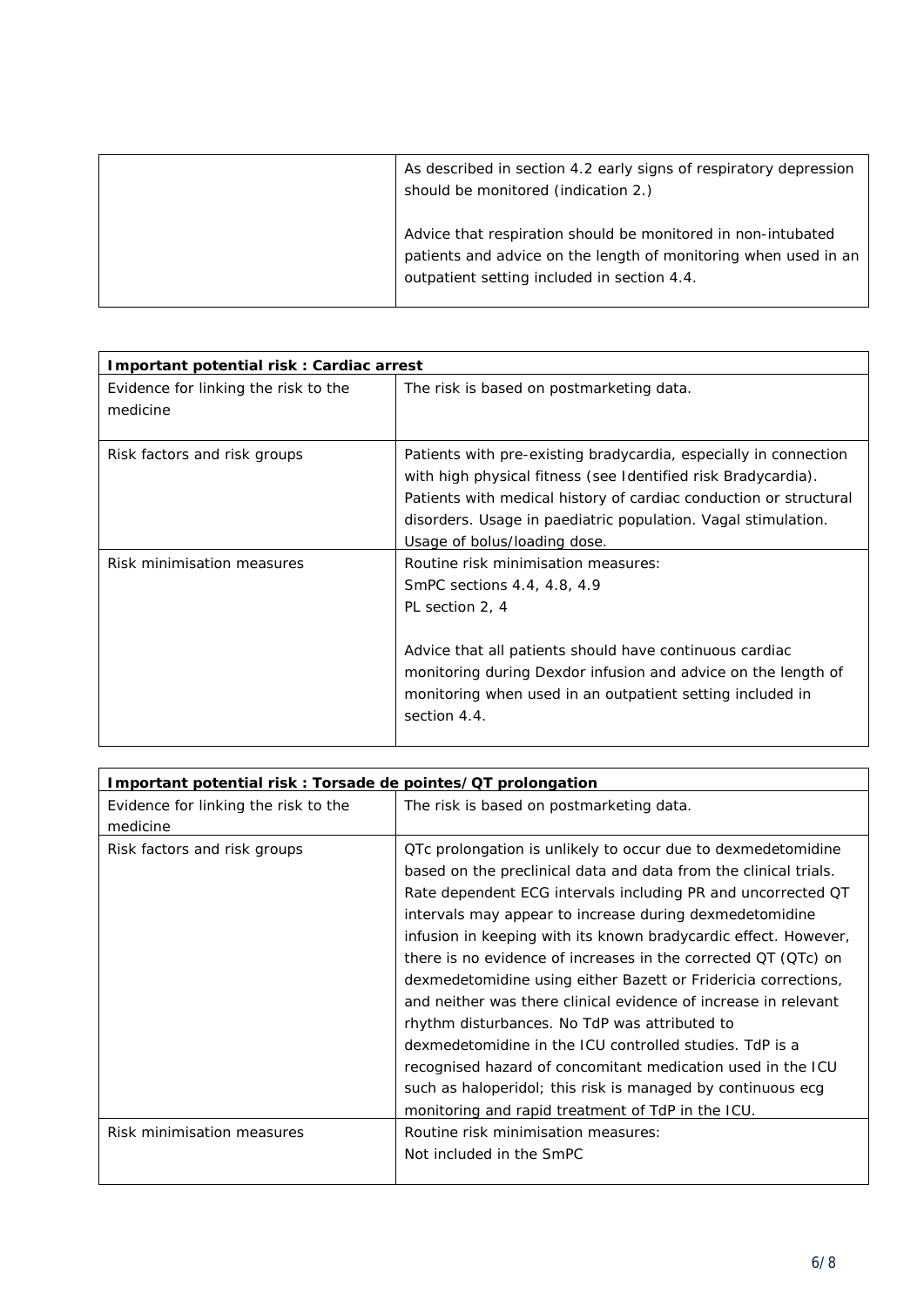| | |
|---|---|
| | As described in section 4.2 early signs of respiratory depression should be monitored (indication 2.)<br><br>Advice that respiration should be monitored in non-intubated patients and advice on the length of monitoring when used in an outpatient setting included in section 4.4. |

| **Important potential risk : Cardiac arrest** | |
|---|---|
| Evidence for linking the risk to the medicine | The risk is based on postmarketing data. |
| Risk factors and risk groups | Patients with pre-existing bradycardia, especially in connection with high physical fitness (see Identified risk Bradycardia). Patients with medical history of cardiac conduction or structural disorders. Usage in paediatric population. Vagal stimulation. Usage of bolus/loading dose. |
| Risk minimisation measures | Routine risk minimisation measures:<br>SmPC sections 4.4, 4.8, 4.9<br>PL section 2, 4<br><br>Advice that all patients should have continuous cardiac monitoring during Dexdor infusion and advice on the length of monitoring when used in an outpatient setting included in section 4.4. |

| **Important potential risk : Torsade de pointes/QT prolongation** | |
|---|---|
| Evidence for linking the risk to the medicine | The risk is based on postmarketing data. |
| Risk factors and risk groups | QTc prolongation is unlikely to occur due to dexmedetomidine based on the preclinical data and data from the clinical trials. Rate dependent ECG intervals including PR and uncorrected QT intervals may appear to increase during dexmedetomidine infusion in keeping with its known bradycardic effect. However, there is no evidence of increases in the corrected QT (QTc) on dexmedetomidine using either Bazett or Fridericia corrections, and neither was there clinical evidence of increase in relevant rhythm disturbances. No TdP was attributed to dexmedetomidine in the ICU controlled studies. TdP is a recognised hazard of concomitant medication used in the ICU such as haloperidol; this risk is managed by continuous ecg monitoring and rapid treatment of TdP in the ICU. |
| Risk minimisation measures | Routine risk minimisation measures:<br>Not included in the SmPC |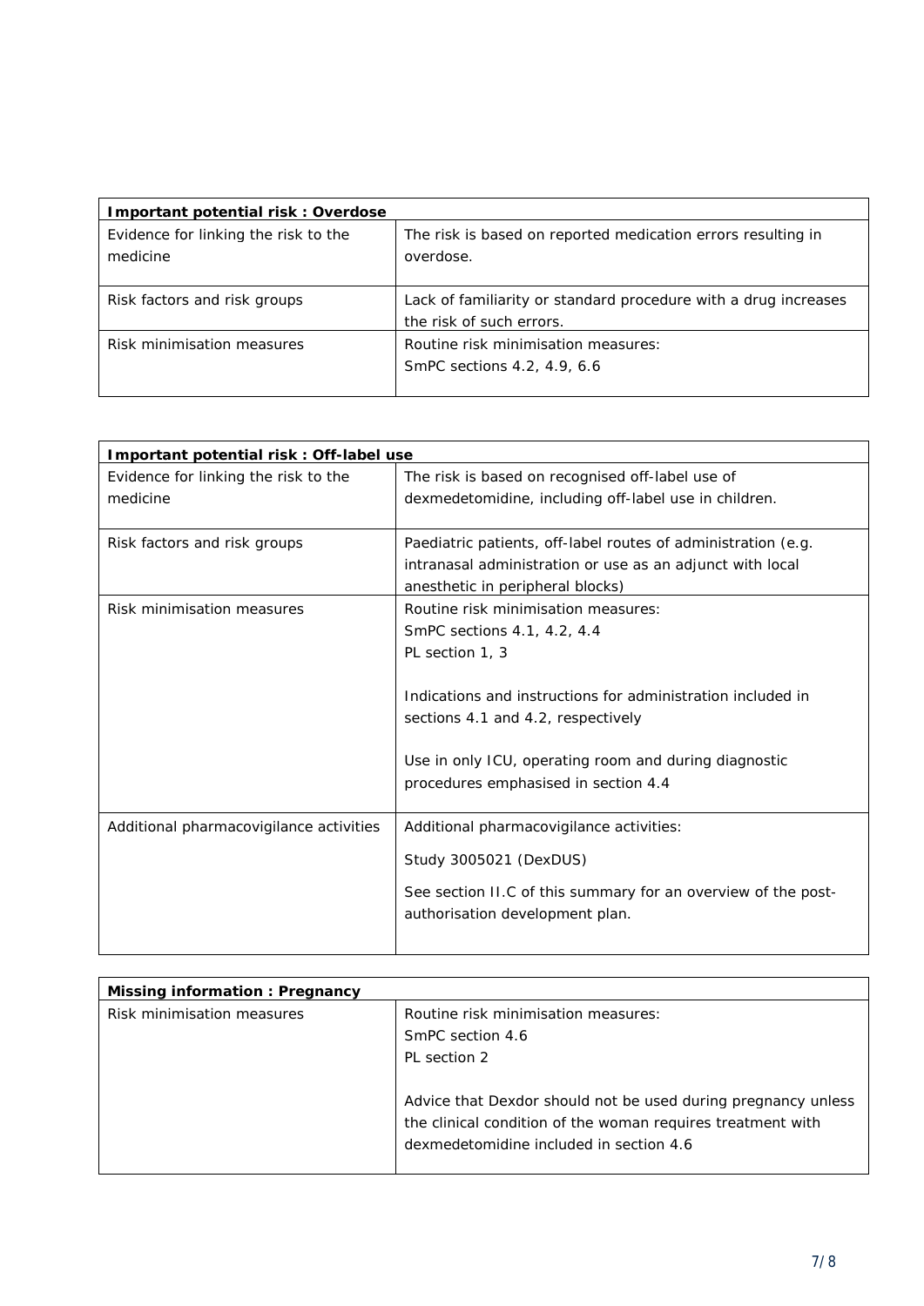| **Important potential risk : Overdose** | |
|---|---|
| Evidence for linking the risk to the medicine | The risk is based on reported medication errors resulting in overdose. |
| Risk factors and risk groups | Lack of familiarity or standard procedure with a drug increases the risk of such errors. |
| Risk minimisation measures | Routine risk minimisation measures:<br>SmPC sections 4.2, 4.9, 6.6 |

| **Important potential risk : Off-label use** | |
|---|---|
| Evidence for linking the risk to the medicine | The risk is based on recognised off-label use of dexmedetomidine, including off-label use in children. |
| Risk factors and risk groups | Paediatric patients, off-label routes of administration (e.g. intranasal administration or use as an adjunct with local anesthetic in peripheral blocks) |
| Risk minimisation measures | Routine risk minimisation measures:<br>SmPC sections 4.1, 4.2, 4.4<br>PL section 1, 3<br><br>Indications and instructions for administration included in sections 4.1 and 4.2, respectively<br><br>Use in only ICU, operating room and during diagnostic procedures emphasised in section 4.4 |
| Additional pharmacovigilance activities | Additional pharmacovigilance activities:<br>Study 3005021 (DexDUS)<br>See section II.C of this summary for an overview of the post-authorisation development plan. |

| **Missing information : Pregnancy** | |
|---|---|
| Risk minimisation measures | Routine risk minimisation measures:<br>SmPC section 4.6<br>PL section 2<br><br>Advice that Dexdor should not be used during pregnancy unless the clinical condition of the woman requires treatment with dexmedetomidine included in section 4.6 |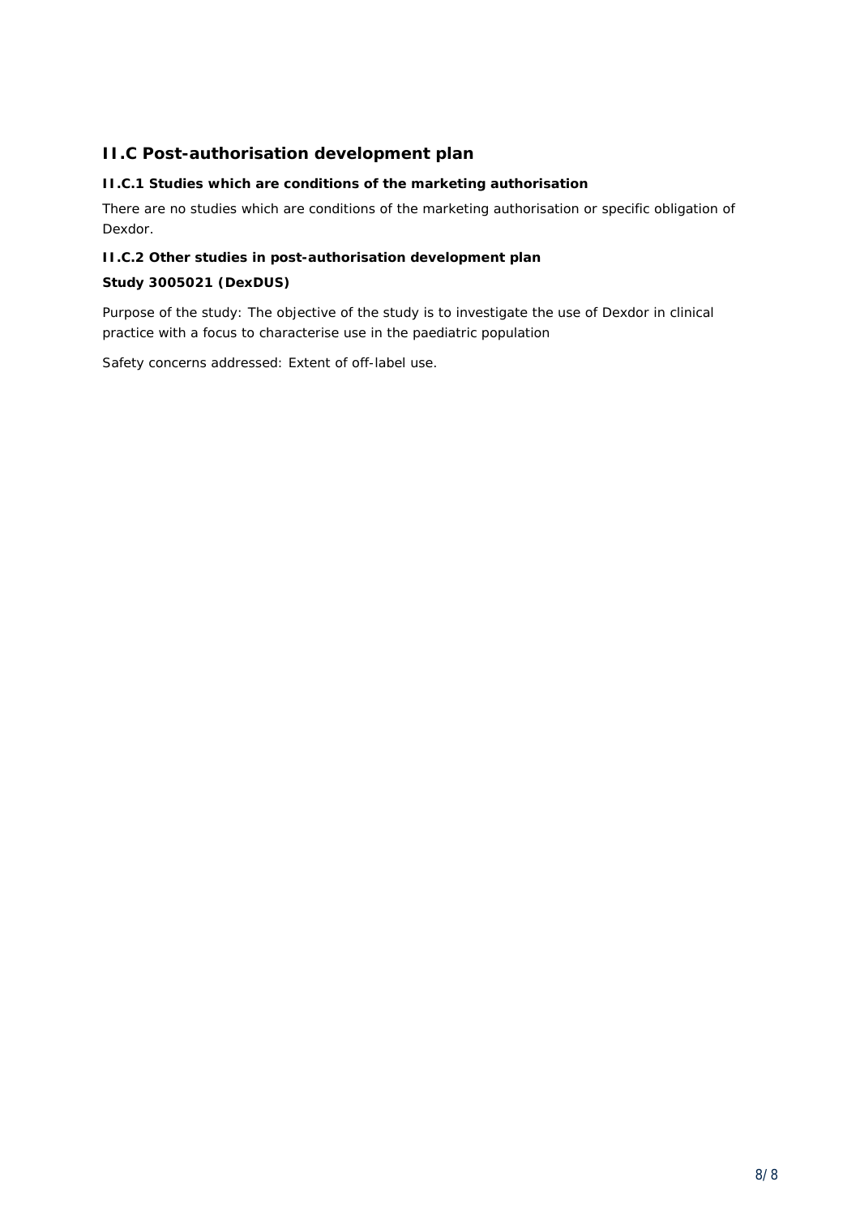## II.C Post-authorisation development plan

### II.C.1 Studies which are conditions of the marketing authorisation

There are no studies which are conditions of the marketing authorisation or specific obligation of Dexdor.

### II.C.2 Other studies in post-authorisation development plan

**Study 3005021 (DexDUS)**

Purpose of the study: The objective of the study is to investigate the use of Dexdor in clinical practice with a focus to characterise use in the paediatric population

Safety concerns addressed: Extent of off-label use.